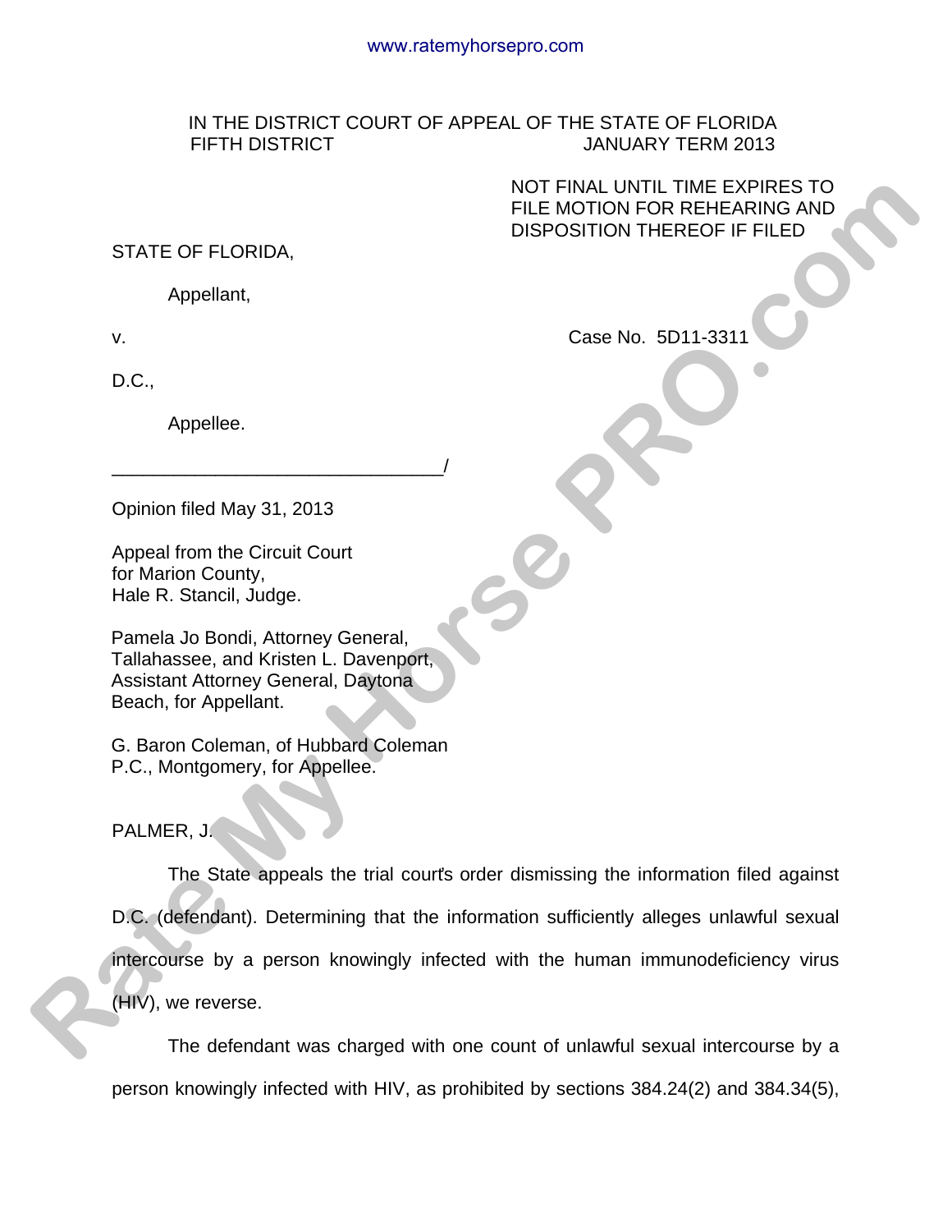IN THE DISTRICT COURT OF APPEAL OF THE STATE OF FLORIDA
FIFTH DISTRICT JANUARY TERM 2013

NOT FINAL UNTIL TIME EXPIRES TO FILE MOTION FOR REHEARING AND DISPOSITION THEREOF IF FILED

STATE OF FLORIDA,

Appellant,

v. Case No. 5D11-3311

D.C.,

Appellee.

________________________________/

Opinion filed May 31, 2013

Appeal from the Circuit Court
for Marion County,
Hale R. Stancil, Judge.

Pamela Jo Bondi, Attorney General, Tallahassee, and Kristen L. Davenport, Assistant Attorney General, Daytona Beach, for Appellant.

G. Baron Coleman, of Hubbard Coleman P.C., Montgomery, for Appellee.

PALMER, J.

The State appeals the trial court's order dismissing the information filed against D.C. (defendant). Determining that the information sufficiently alleges unlawful sexual intercourse by a person knowingly infected with the human immunodeficiency virus (HIV), we reverse.

The defendant was charged with one count of unlawful sexual intercourse by a person knowingly infected with HIV, as prohibited by sections 384.24(2) and 384.34(5),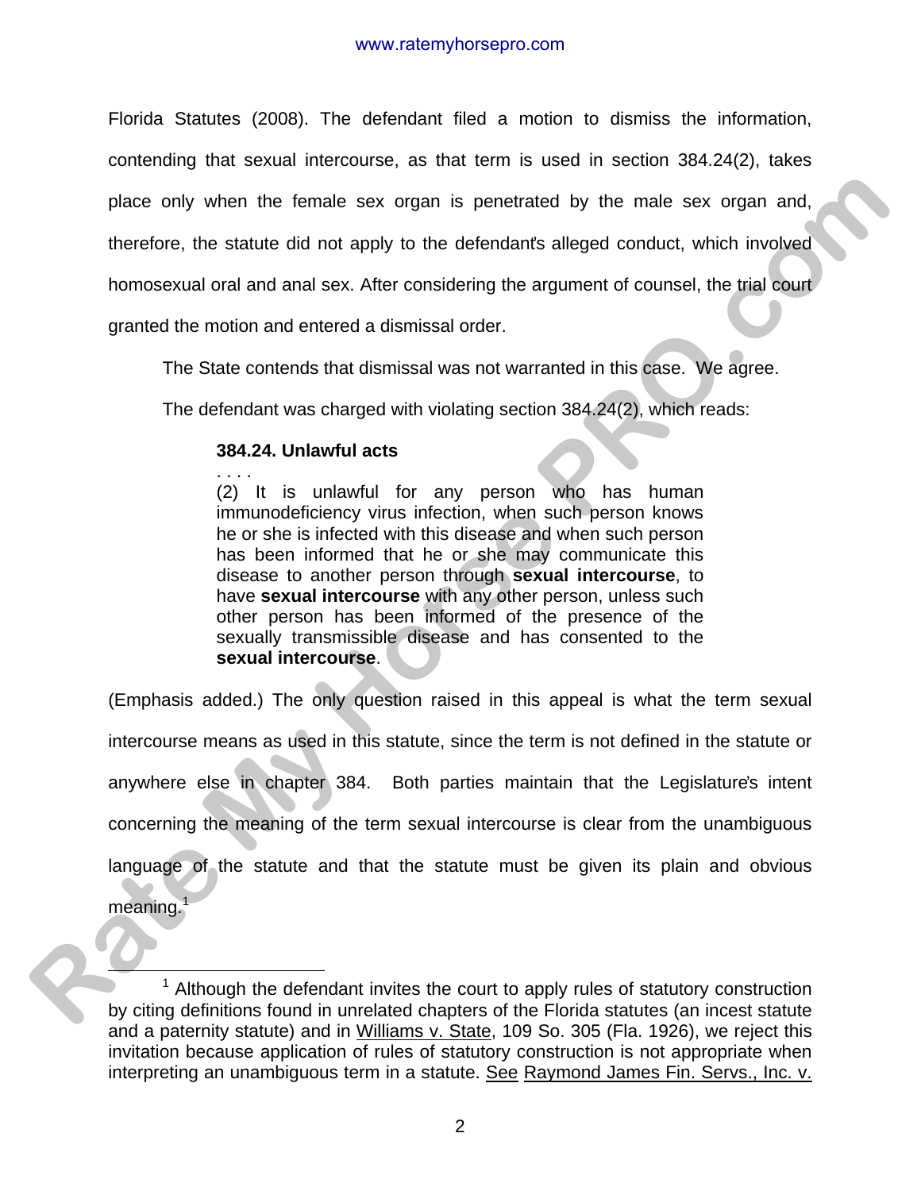Florida Statutes (2008). The defendant filed a motion to dismiss the information, contending that sexual intercourse, as that term is used in section 384.24(2), takes place only when the female sex organ is penetrated by the male sex organ and, therefore, the statute did not apply to the defendant's alleged conduct, which involved homosexual oral and anal sex. After considering the argument of counsel, the trial court granted the motion and entered a dismissal order.

The State contends that dismissal was not warranted in this case. We agree.

The defendant was charged with violating section 384.24(2), which reads:

> **384.24. Unlawful acts**
>
> . . . .
>
> (2) It is unlawful for any person who has human immunodeficiency virus infection, when such person knows he or she is infected with this disease and when such person has been informed that he or she may communicate this disease to another person through **sexual intercourse**, to have **sexual intercourse** with any other person, unless such other person has been informed of the presence of the sexually transmissible disease and has consented to the **sexual intercourse**.

(Emphasis added.) The only question raised in this appeal is what the term sexual intercourse means as used in this statute, since the term is not defined in the statute or anywhere else in chapter 384. Both parties maintain that the Legislature's intent concerning the meaning of the term sexual intercourse is clear from the unambiguous language of the statute and that the statute must be given its plain and obvious meaning.[1]

---

[1] Although the defendant invites the court to apply rules of statutory construction by citing definitions found in unrelated chapters of the Florida statutes (an incest statute and a paternity statute) and in Williams v. State, 109 So. 305 (Fla. 1926), we reject this invitation because application of rules of statutory construction is not appropriate when interpreting an unambiguous term in a statute. See Raymond James Fin. Servs., Inc. v.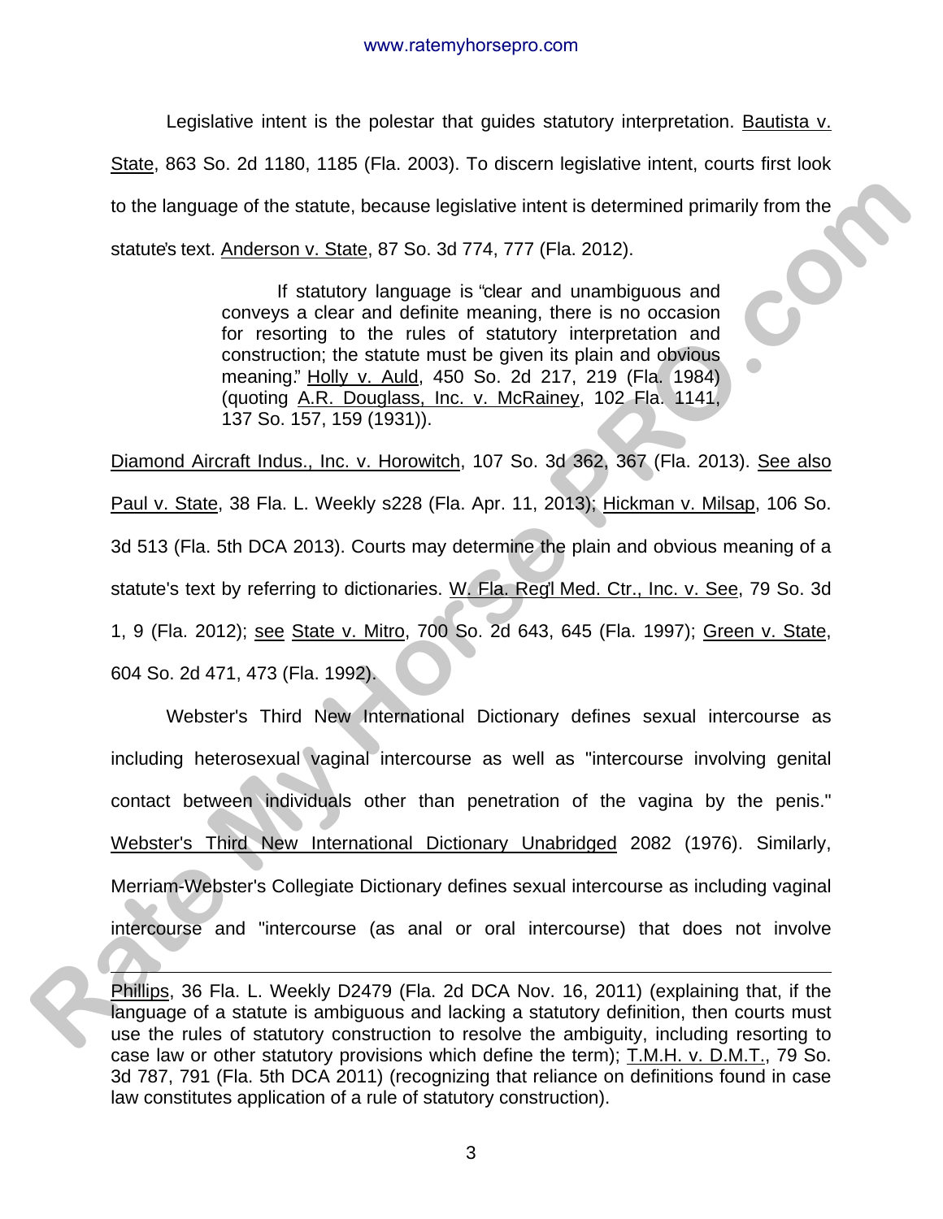Legislative intent is the polestar that guides statutory interpretation. Bautista v. State, 863 So. 2d 1180, 1185 (Fla. 2003). To discern legislative intent, courts first look to the language of the statute, because legislative intent is determined primarily from the statute's text. Anderson v. State, 87 So. 3d 774, 777 (Fla. 2012).

> If statutory language is "clear and unambiguous and conveys a clear and definite meaning, there is no occasion for resorting to the rules of statutory interpretation and construction; the statute must be given its plain and obvious meaning." Holly v. Auld, 450 So. 2d 217, 219 (Fla. 1984) (quoting A.R. Douglass, Inc. v. McRainey, 102 Fla. 1141, 137 So. 157, 159 (1931)).

Diamond Aircraft Indus., Inc. v. Horowitch, 107 So. 3d 362, 367 (Fla. 2013). See also Paul v. State, 38 Fla. L. Weekly s228 (Fla. Apr. 11, 2013); Hickman v. Milsap, 106 So. 3d 513 (Fla. 5th DCA 2013). Courts may determine the plain and obvious meaning of a statute's text by referring to dictionaries. W. Fla. Reg'l Med. Ctr., Inc. v. See, 79 So. 3d 1, 9 (Fla. 2012); see State v. Mitro, 700 So. 2d 643, 645 (Fla. 1997); Green v. State, 604 So. 2d 471, 473 (Fla. 1992).

Webster's Third New International Dictionary defines sexual intercourse as including heterosexual vaginal intercourse as well as "intercourse involving genital contact between individuals other than penetration of the vagina by the penis." Webster's Third New International Dictionary Unabridged 2082 (1976). Similarly, Merriam-Webster's Collegiate Dictionary defines sexual intercourse as including vaginal intercourse and "intercourse (as anal or oral intercourse) that does not involve

---

Phillips, 36 Fla. L. Weekly D2479 (Fla. 2d DCA Nov. 16, 2011) (explaining that, if the language of a statute is ambiguous and lacking a statutory definition, then courts must use the rules of statutory construction to resolve the ambiguity, including resorting to case law or other statutory provisions which define the term); T.M.H. v. D.M.T., 79 So. 3d 787, 791 (Fla. 5th DCA 2011) (recognizing that reliance on definitions found in case law constitutes application of a rule of statutory construction).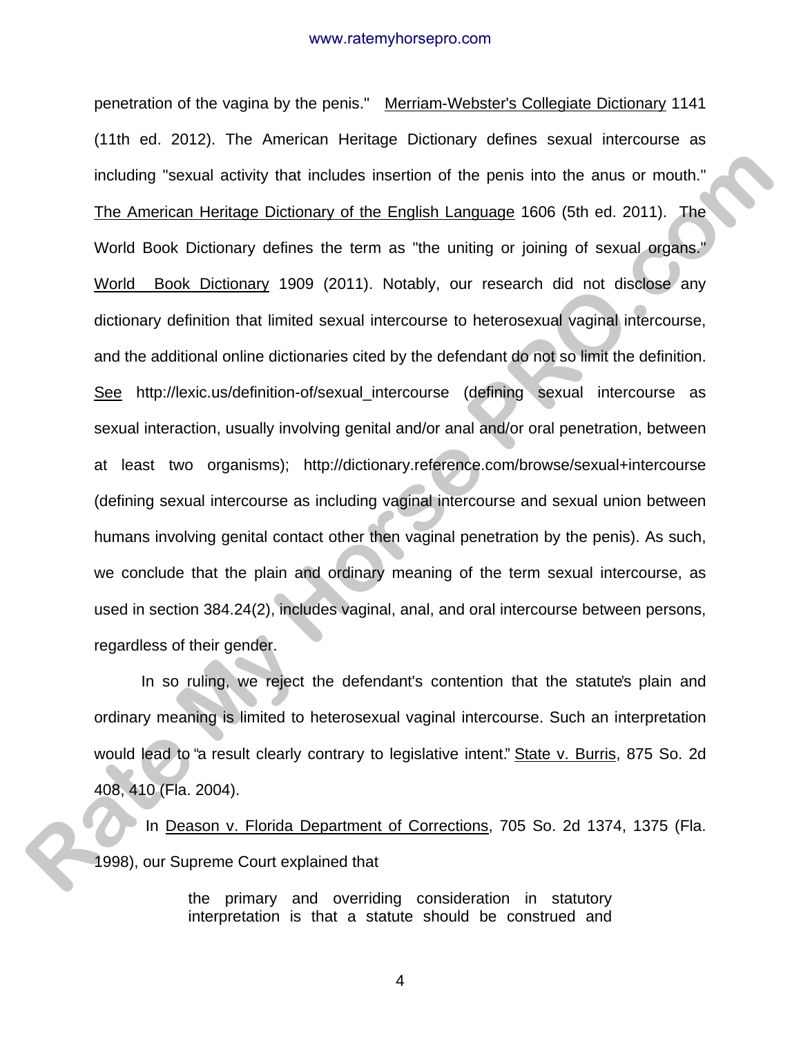penetration of the vagina by the penis." Merriam-Webster's Collegiate Dictionary 1141 (11th ed. 2012). The American Heritage Dictionary defines sexual intercourse as including "sexual activity that includes insertion of the penis into the anus or mouth." The American Heritage Dictionary of the English Language 1606 (5th ed. 2011). The World Book Dictionary defines the term as "the uniting or joining of sexual organs." World Book Dictionary 1909 (2011). Notably, our research did not disclose any dictionary definition that limited sexual intercourse to heterosexual vaginal intercourse, and the additional online dictionaries cited by the defendant do not so limit the definition. See http://lexic.us/definition-of/sexual_intercourse (defining sexual intercourse as sexual interaction, usually involving genital and/or anal and/or oral penetration, between at least two organisms); http://dictionary.reference.com/browse/sexual+intercourse (defining sexual intercourse as including vaginal intercourse and sexual union between humans involving genital contact other then vaginal penetration by the penis). As such, we conclude that the plain and ordinary meaning of the term sexual intercourse, as used in section 384.24(2), includes vaginal, anal, and oral intercourse between persons, regardless of their gender.

In so ruling, we reject the defendant's contention that the statute's plain and ordinary meaning is limited to heterosexual vaginal intercourse. Such an interpretation would lead to "a result clearly contrary to legislative intent." State v. Burris, 875 So. 2d 408, 410 (Fla. 2004).

In Deason v. Florida Department of Corrections, 705 So. 2d 1374, 1375 (Fla. 1998), our Supreme Court explained that

> the primary and overriding consideration in statutory interpretation is that a statute should be construed and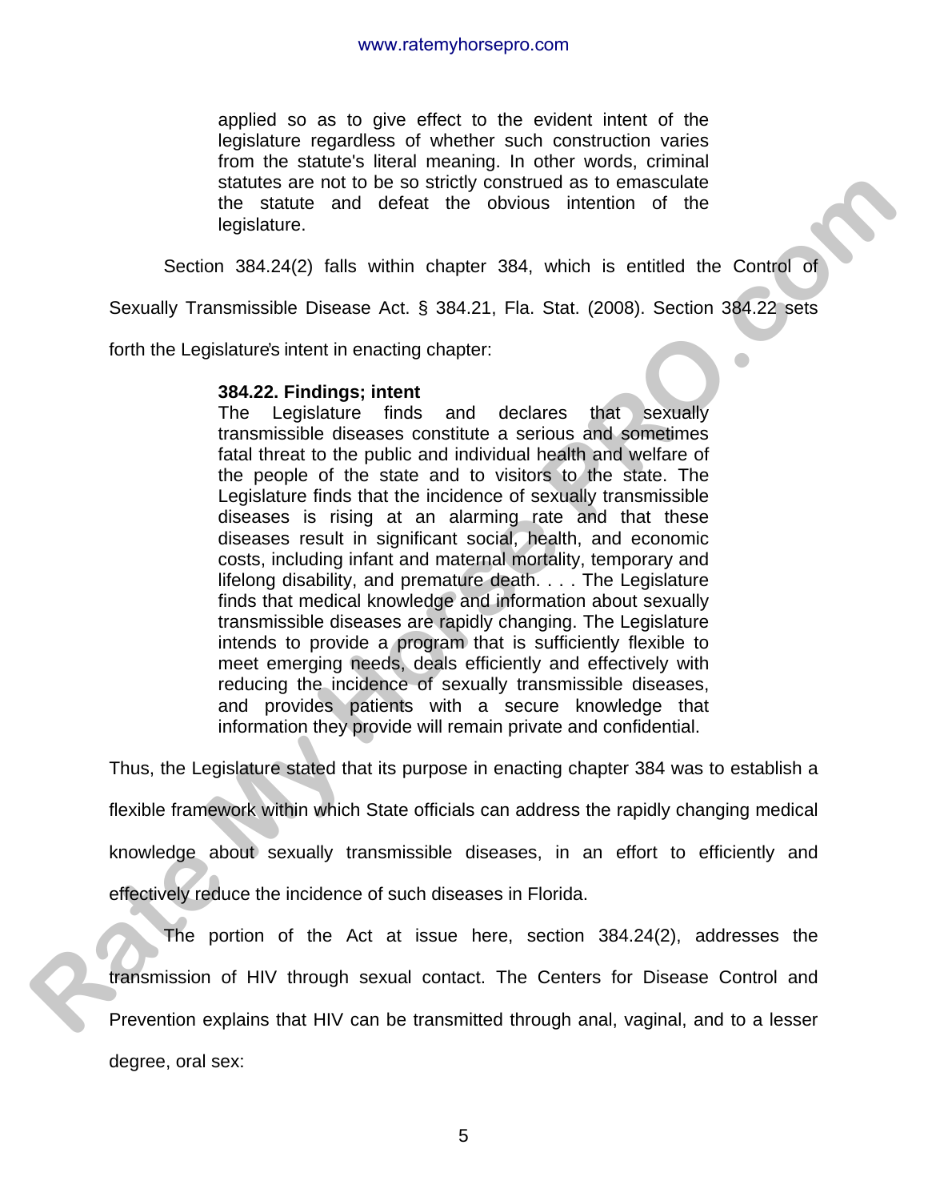> applied so as to give effect to the evident intent of the legislature regardless of whether such construction varies from the statute's literal meaning. In other words, criminal statutes are not to be so strictly construed as to emasculate the statute and defeat the obvious intention of the legislature.

Section 384.24(2) falls within chapter 384, which is entitled the Control of Sexually Transmissible Disease Act. § 384.21, Fla. Stat. (2008). Section 384.22 sets forth the Legislature's intent in enacting chapter:

> **384.22. Findings; intent**
> The Legislature finds and declares that sexually transmissible diseases constitute a serious and sometimes fatal threat to the public and individual health and welfare of the people of the state and to visitors to the state. The Legislature finds that the incidence of sexually transmissible diseases is rising at an alarming rate and that these diseases result in significant social, health, and economic costs, including infant and maternal mortality, temporary and lifelong disability, and premature death. . . . The Legislature finds that medical knowledge and information about sexually transmissible diseases are rapidly changing. The Legislature intends to provide a program that is sufficiently flexible to meet emerging needs, deals efficiently and effectively with reducing the incidence of sexually transmissible diseases, and provides patients with a secure knowledge that information they provide will remain private and confidential.

Thus, the Legislature stated that its purpose in enacting chapter 384 was to establish a flexible framework within which State officials can address the rapidly changing medical knowledge about sexually transmissible diseases, in an effort to efficiently and effectively reduce the incidence of such diseases in Florida.

The portion of the Act at issue here, section 384.24(2), addresses the transmission of HIV through sexual contact. The Centers for Disease Control and Prevention explains that HIV can be transmitted through anal, vaginal, and to a lesser degree, oral sex: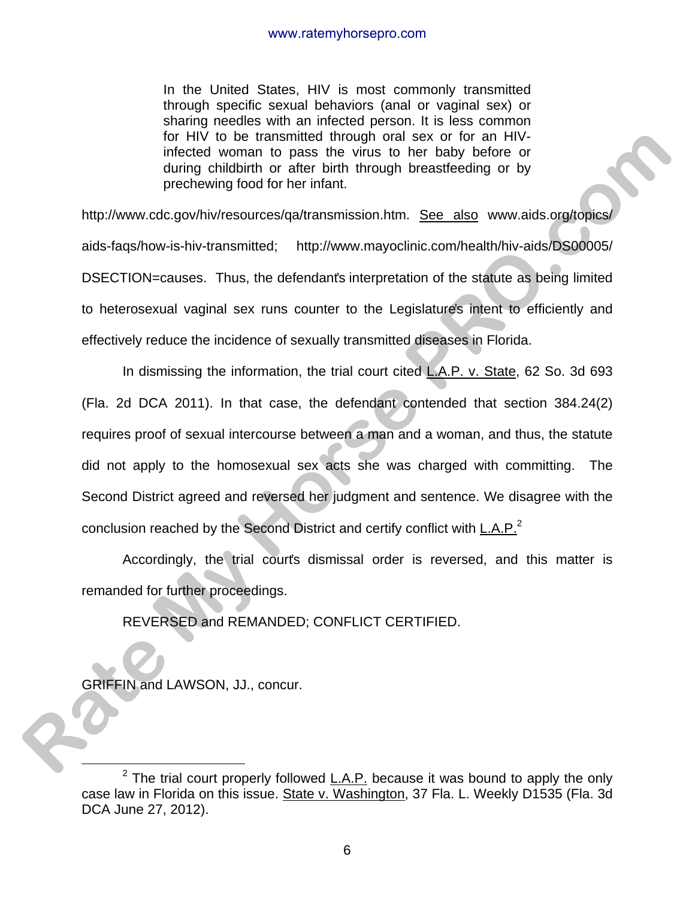> In the United States, HIV is most commonly transmitted through specific sexual behaviors (anal or vaginal sex) or sharing needles with an infected person. It is less common for HIV to be transmitted through oral sex or for an HIV-infected woman to pass the virus to her baby before or during childbirth or after birth through breastfeeding or by prechewing food for her infant.

http://www.cdc.gov/hiv/resources/qa/transmission.htm. See also www.aids.org/topics/aids-faqs/how-is-hiv-transmitted; http://www.mayoclinic.com/health/hiv-aids/DS00005/DSECTION=causes. Thus, the defendant's interpretation of the statute as being limited to heterosexual vaginal sex runs counter to the Legislature's intent to efficiently and effectively reduce the incidence of sexually transmitted diseases in Florida.

In dismissing the information, the trial court cited L.A.P. v. State, 62 So. 3d 693 (Fla. 2d DCA 2011). In that case, the defendant contended that section 384.24(2) requires proof of sexual intercourse between a man and a woman, and thus, the statute did not apply to the homosexual sex acts she was charged with committing. The Second District agreed and reversed her judgment and sentence. We disagree with the conclusion reached by the Second District and certify conflict with L.A.P.[2]

Accordingly, the trial court's dismissal order is reversed, and this matter is remanded for further proceedings.

REVERSED and REMANDED; CONFLICT CERTIFIED.

GRIFFIN and LAWSON, JJ., concur.

---

[2] The trial court properly followed L.A.P. because it was bound to apply the only case law in Florida on this issue. State v. Washington, 37 Fla. L. Weekly D1535 (Fla. 3d DCA June 27, 2012).